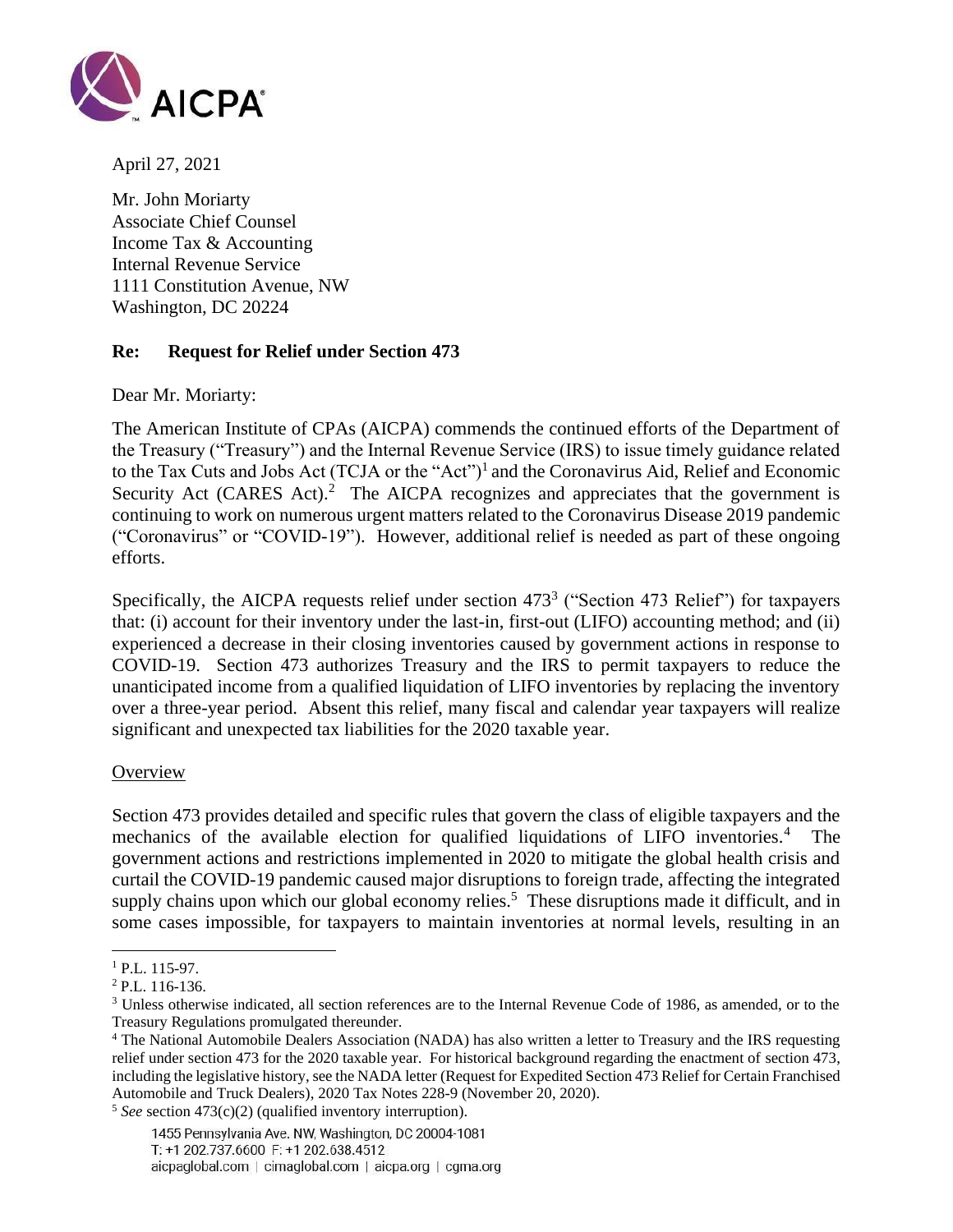April 27, 2021

Mr. John Moriarty
Associate Chief Counsel
Income Tax & Accounting
Internal Revenue Service
1111 Constitution Avenue, NW
Washington, DC 20224

**Re: Request for Relief under Section 473**

Dear Mr. Moriarty:

The American Institute of CPAs (AICPA) commends the continued efforts of the Department of the Treasury ("Treasury") and the Internal Revenue Service (IRS) to issue timely guidance related to the Tax Cuts and Jobs Act (TCJA or the "Act")[1] and the Coronavirus Aid, Relief and Economic Security Act (CARES Act).[2] The AICPA recognizes and appreciates that the government is continuing to work on numerous urgent matters related to the Coronavirus Disease 2019 pandemic ("Coronavirus" or "COVID-19"). However, additional relief is needed as part of these ongoing efforts.

Specifically, the AICPA requests relief under section 473[3] ("Section 473 Relief") for taxpayers that: (i) account for their inventory under the last-in, first-out (LIFO) accounting method; and (ii) experienced a decrease in their closing inventories caused by government actions in response to COVID-19. Section 473 authorizes Treasury and the IRS to permit taxpayers to reduce the unanticipated income from a qualified liquidation of LIFO inventories by replacing the inventory over a three-year period. Absent this relief, many fiscal and calendar year taxpayers will realize significant and unexpected tax liabilities for the 2020 taxable year.

Overview

Section 473 provides detailed and specific rules that govern the class of eligible taxpayers and the mechanics of the available election for qualified liquidations of LIFO inventories.[4] The government actions and restrictions implemented in 2020 to mitigate the global health crisis and curtail the COVID-19 pandemic caused major disruptions to foreign trade, affecting the integrated supply chains upon which our global economy relies.[5] These disruptions made it difficult, and in some cases impossible, for taxpayers to maintain inventories at normal levels, resulting in an

---

[1] P.L. 115-97.

[2] P.L. 116-136.

[3] Unless otherwise indicated, all section references are to the Internal Revenue Code of 1986, as amended, or to the Treasury Regulations promulgated thereunder.

[4] The National Automobile Dealers Association (NADA) has also written a letter to Treasury and the IRS requesting relief under section 473 for the 2020 taxable year. For historical background regarding the enactment of section 473, including the legislative history, see the NADA letter (Request for Expedited Section 473 Relief for Certain Franchised Automobile and Truck Dealers), 2020 Tax Notes 228-9 (November 20, 2020).

[5] *See* section 473(c)(2) (qualified inventory interruption).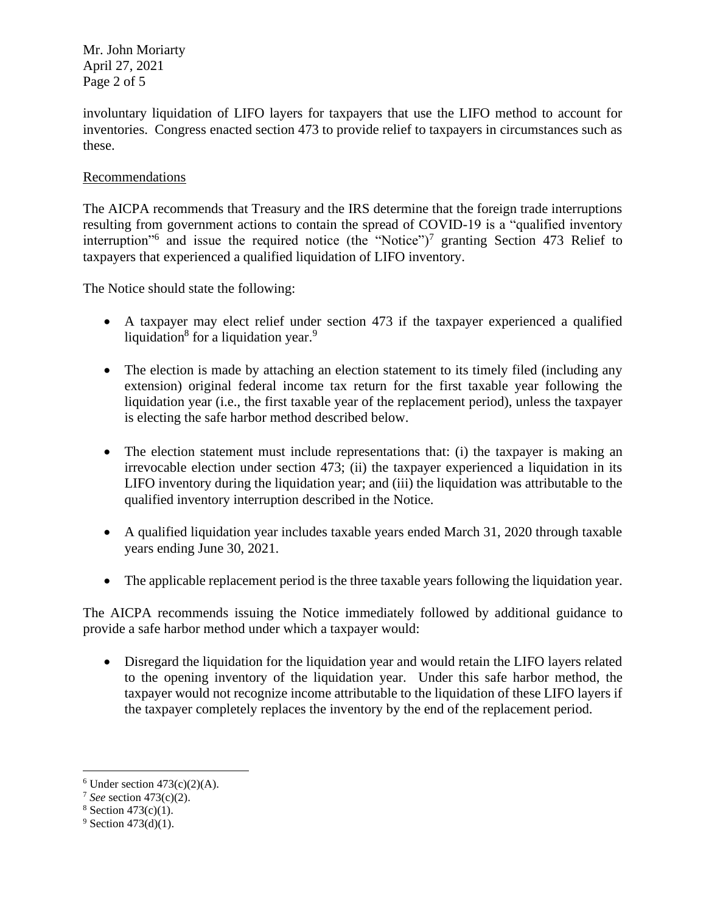involuntary liquidation of LIFO layers for taxpayers that use the LIFO method to account for inventories. Congress enacted section 473 to provide relief to taxpayers in circumstances such as these.

Recommendations

The AICPA recommends that Treasury and the IRS determine that the foreign trade interruptions resulting from government actions to contain the spread of COVID-19 is a "qualified inventory interruption"[6] and issue the required notice (the "Notice")[7] granting Section 473 Relief to taxpayers that experienced a qualified liquidation of LIFO inventory.

The Notice should state the following:

- A taxpayer may elect relief under section 473 if the taxpayer experienced a qualified liquidation[8] for a liquidation year.[9]
- The election is made by attaching an election statement to its timely filed (including any extension) original federal income tax return for the first taxable year following the liquidation year (i.e., the first taxable year of the replacement period), unless the taxpayer is electing the safe harbor method described below.
- The election statement must include representations that: (i) the taxpayer is making an irrevocable election under section 473; (ii) the taxpayer experienced a liquidation in its LIFO inventory during the liquidation year; and (iii) the liquidation was attributable to the qualified inventory interruption described in the Notice.
- A qualified liquidation year includes taxable years ended March 31, 2020 through taxable years ending June 30, 2021.
- The applicable replacement period is the three taxable years following the liquidation year.

The AICPA recommends issuing the Notice immediately followed by additional guidance to provide a safe harbor method under which a taxpayer would:

- Disregard the liquidation for the liquidation year and would retain the LIFO layers related to the opening inventory of the liquidation year. Under this safe harbor method, the taxpayer would not recognize income attributable to the liquidation of these LIFO layers if the taxpayer completely replaces the inventory by the end of the replacement period.

---

[6] Under section 473(c)(2)(A).
[7] *See* section 473(c)(2).
[8] Section 473(c)(1).
[9] Section 473(d)(1).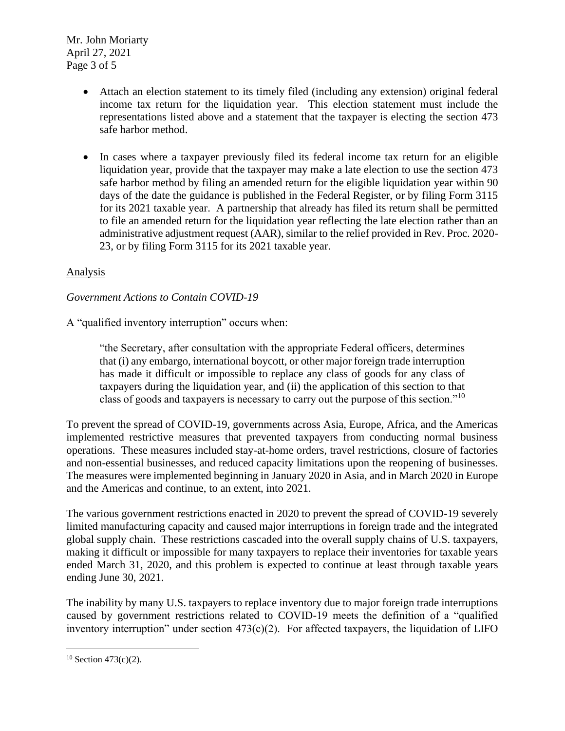- Attach an election statement to its timely filed (including any extension) original federal income tax return for the liquidation year. This election statement must include the representations listed above and a statement that the taxpayer is electing the section 473 safe harbor method.

- In cases where a taxpayer previously filed its federal income tax return for an eligible liquidation year, provide that the taxpayer may make a late election to use the section 473 safe harbor method by filing an amended return for the eligible liquidation year within 90 days of the date the guidance is published in the Federal Register, or by filing Form 3115 for its 2021 taxable year. A partnership that already has filed its return shall be permitted to file an amended return for the liquidation year reflecting the late election rather than an administrative adjustment request (AAR), similar to the relief provided in Rev. Proc. 2020-23, or by filing Form 3115 for its 2021 taxable year.

<u>Analysis</u>

*Government Actions to Contain COVID-19*

A "qualified inventory interruption" occurs when:

> "the Secretary, after consultation with the appropriate Federal officers, determines that (i) any embargo, international boycott, or other major foreign trade interruption has made it difficult or impossible to replace any class of goods for any class of taxpayers during the liquidation year, and (ii) the application of this section to that class of goods and taxpayers is necessary to carry out the purpose of this section."[10]

To prevent the spread of COVID-19, governments across Asia, Europe, Africa, and the Americas implemented restrictive measures that prevented taxpayers from conducting normal business operations. These measures included stay-at-home orders, travel restrictions, closure of factories and non-essential businesses, and reduced capacity limitations upon the reopening of businesses. The measures were implemented beginning in January 2020 in Asia, and in March 2020 in Europe and the Americas and continue, to an extent, into 2021.

The various government restrictions enacted in 2020 to prevent the spread of COVID-19 severely limited manufacturing capacity and caused major interruptions in foreign trade and the integrated global supply chain. These restrictions cascaded into the overall supply chains of U.S. taxpayers, making it difficult or impossible for many taxpayers to replace their inventories for taxable years ended March 31, 2020, and this problem is expected to continue at least through taxable years ending June 30, 2021.

The inability by many U.S. taxpayers to replace inventory due to major foreign trade interruptions caused by government restrictions related to COVID-19 meets the definition of a "qualified inventory interruption" under section 473(c)(2). For affected taxpayers, the liquidation of LIFO

[10] Section 473(c)(2).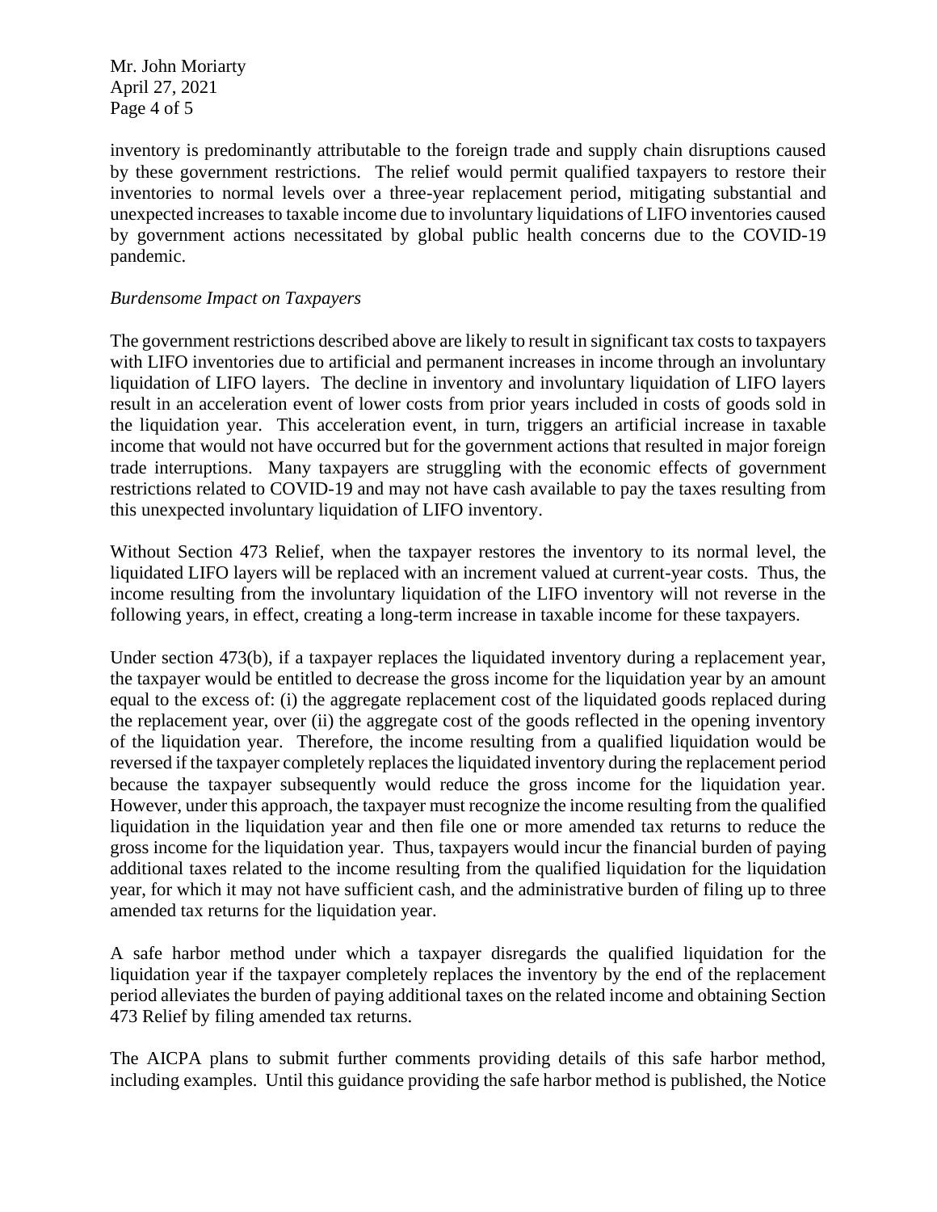inventory is predominantly attributable to the foreign trade and supply chain disruptions caused by these government restrictions. The relief would permit qualified taxpayers to restore their inventories to normal levels over a three-year replacement period, mitigating substantial and unexpected increases to taxable income due to involuntary liquidations of LIFO inventories caused by government actions necessitated by global public health concerns due to the COVID-19 pandemic.

*Burdensome Impact on Taxpayers*

The government restrictions described above are likely to result in significant tax costs to taxpayers with LIFO inventories due to artificial and permanent increases in income through an involuntary liquidation of LIFO layers. The decline in inventory and involuntary liquidation of LIFO layers result in an acceleration event of lower costs from prior years included in costs of goods sold in the liquidation year. This acceleration event, in turn, triggers an artificial increase in taxable income that would not have occurred but for the government actions that resulted in major foreign trade interruptions. Many taxpayers are struggling with the economic effects of government restrictions related to COVID-19 and may not have cash available to pay the taxes resulting from this unexpected involuntary liquidation of LIFO inventory.

Without Section 473 Relief, when the taxpayer restores the inventory to its normal level, the liquidated LIFO layers will be replaced with an increment valued at current-year costs. Thus, the income resulting from the involuntary liquidation of the LIFO inventory will not reverse in the following years, in effect, creating a long-term increase in taxable income for these taxpayers.

Under section 473(b), if a taxpayer replaces the liquidated inventory during a replacement year, the taxpayer would be entitled to decrease the gross income for the liquidation year by an amount equal to the excess of: (i) the aggregate replacement cost of the liquidated goods replaced during the replacement year, over (ii) the aggregate cost of the goods reflected in the opening inventory of the liquidation year. Therefore, the income resulting from a qualified liquidation would be reversed if the taxpayer completely replaces the liquidated inventory during the replacement period because the taxpayer subsequently would reduce the gross income for the liquidation year. However, under this approach, the taxpayer must recognize the income resulting from the qualified liquidation in the liquidation year and then file one or more amended tax returns to reduce the gross income for the liquidation year. Thus, taxpayers would incur the financial burden of paying additional taxes related to the income resulting from the qualified liquidation for the liquidation year, for which it may not have sufficient cash, and the administrative burden of filing up to three amended tax returns for the liquidation year.

A safe harbor method under which a taxpayer disregards the qualified liquidation for the liquidation year if the taxpayer completely replaces the inventory by the end of the replacement period alleviates the burden of paying additional taxes on the related income and obtaining Section 473 Relief by filing amended tax returns.

The AICPA plans to submit further comments providing details of this safe harbor method, including examples. Until this guidance providing the safe harbor method is published, the Notice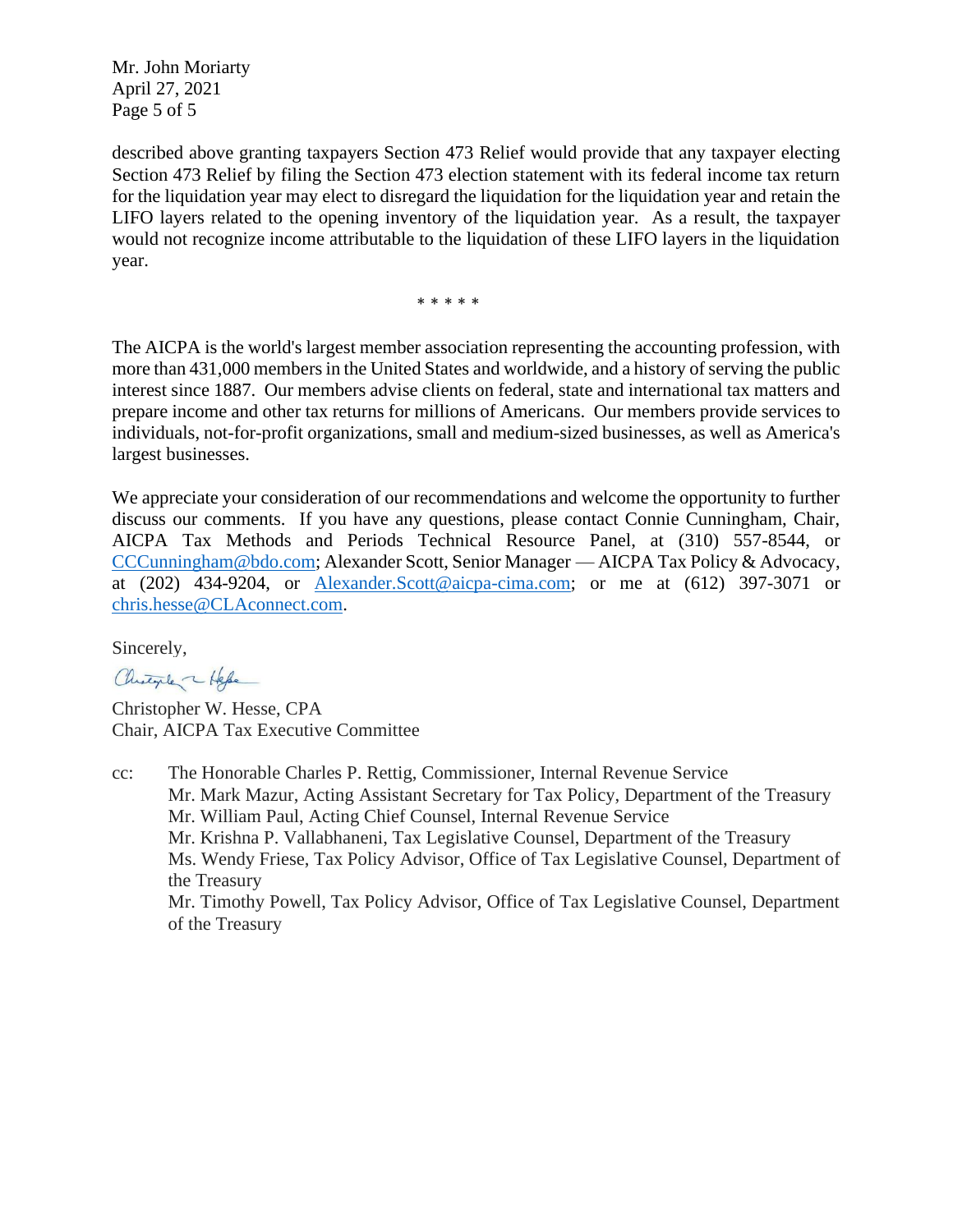described above granting taxpayers Section 473 Relief would provide that any taxpayer electing Section 473 Relief by filing the Section 473 election statement with its federal income tax return for the liquidation year may elect to disregard the liquidation for the liquidation year and retain the LIFO layers related to the opening inventory of the liquidation year. As a result, the taxpayer would not recognize income attributable to the liquidation of these LIFO layers in the liquidation year.

\* \* \* \* \*

The AICPA is the world's largest member association representing the accounting profession, with more than 431,000 members in the United States and worldwide, and a history of serving the public interest since 1887. Our members advise clients on federal, state and international tax matters and prepare income and other tax returns for millions of Americans. Our members provide services to individuals, not-for-profit organizations, small and medium-sized businesses, as well as America's largest businesses.

We appreciate your consideration of our recommendations and welcome the opportunity to further discuss our comments. If you have any questions, please contact Connie Cunningham, Chair, AICPA Tax Methods and Periods Technical Resource Panel, at (310) 557-8544, or CCCunningham@bdo.com; Alexander Scott, Senior Manager — AICPA Tax Policy & Advocacy, at (202) 434-9204, or Alexander.Scott@aicpa-cima.com; or me at (612) 397-3071 or chris.hesse@CLAconnect.com.

Sincerely,

Christopher W. Hesse, CPA
Chair, AICPA Tax Executive Committee

cc: The Honorable Charles P. Rettig, Commissioner, Internal Revenue Service
Mr. Mark Mazur, Acting Assistant Secretary for Tax Policy, Department of the Treasury
Mr. William Paul, Acting Chief Counsel, Internal Revenue Service
Mr. Krishna P. Vallabhaneni, Tax Legislative Counsel, Department of the Treasury
Ms. Wendy Friese, Tax Policy Advisor, Office of Tax Legislative Counsel, Department of the Treasury
Mr. Timothy Powell, Tax Policy Advisor, Office of Tax Legislative Counsel, Department of the Treasury